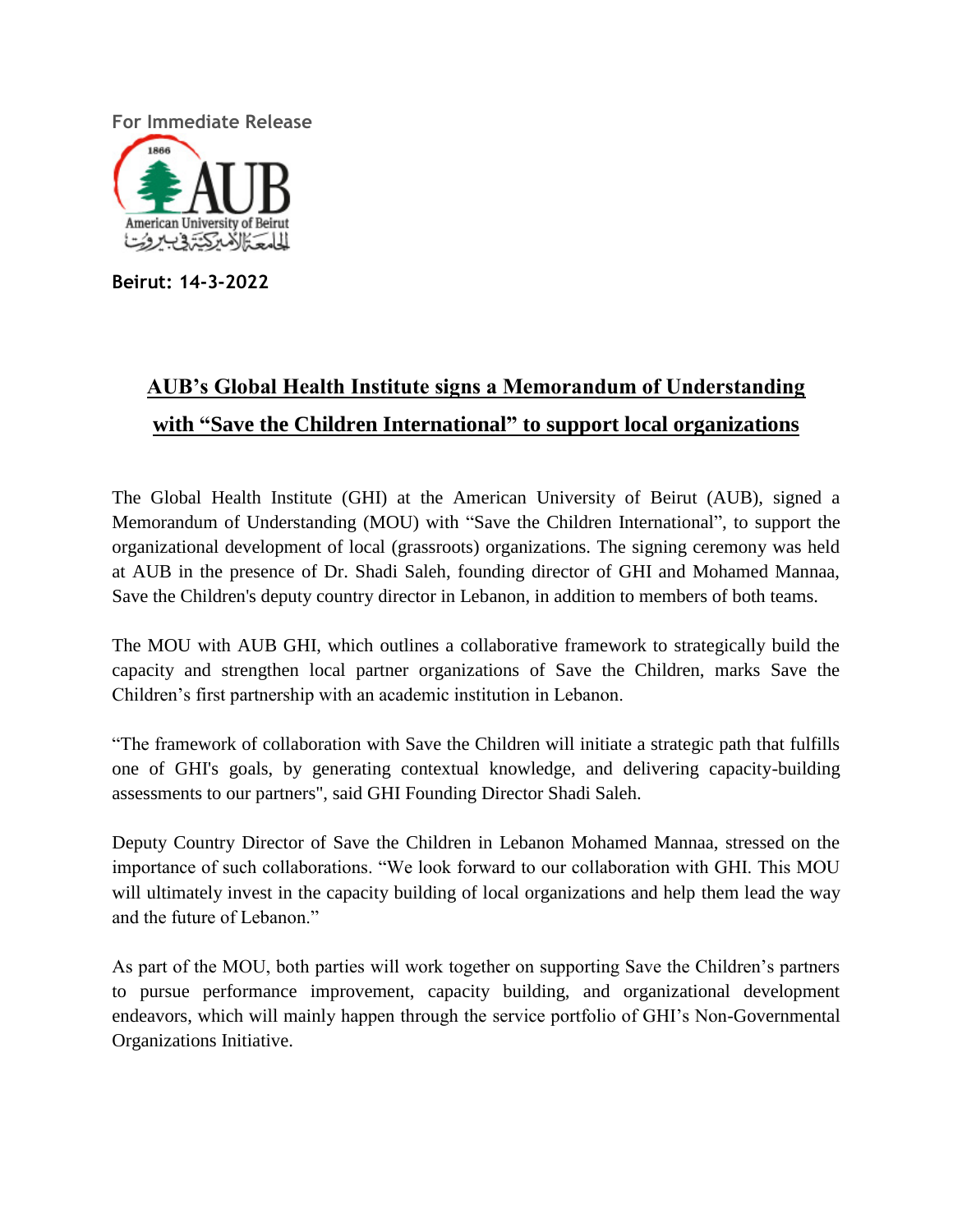For Immediate Release

1866

AUB

American University of Beirut

الجامعة الأميركية في بيروت

**Beirut: 14-3-2022**

# AUB's Global Health Institute signs a Memorandum of Understanding with "Save the Children International" to support local organizations

The Global Health Institute (GHI) at the American University of Beirut (AUB), signed a Memorandum of Understanding (MOU) with "Save the Children International", to support the organizational development of local (grassroots) organizations. The signing ceremony was held at AUB in the presence of Dr. Shadi Saleh, founding director of GHI and Mohamed Mannaa, Save the Children's deputy country director in Lebanon, in addition to members of both teams.

The MOU with AUB GHI, which outlines a collaborative framework to strategically build the capacity and strengthen local partner organizations of Save the Children, marks Save the Children's first partnership with an academic institution in Lebanon.

"The framework of collaboration with Save the Children will initiate a strategic path that fulfills one of GHI's goals, by generating contextual knowledge, and delivering capacity-building assessments to our partners", said GHI Founding Director Shadi Saleh.

Deputy Country Director of Save the Children in Lebanon Mohamed Mannaa, stressed on the importance of such collaborations. "We look forward to our collaboration with GHI. This MOU will ultimately invest in the capacity building of local organizations and help them lead the way and the future of Lebanon."

As part of the MOU, both parties will work together on supporting Save the Children's partners to pursue performance improvement, capacity building, and organizational development endeavors, which will mainly happen through the service portfolio of GHI's Non-Governmental Organizations Initiative.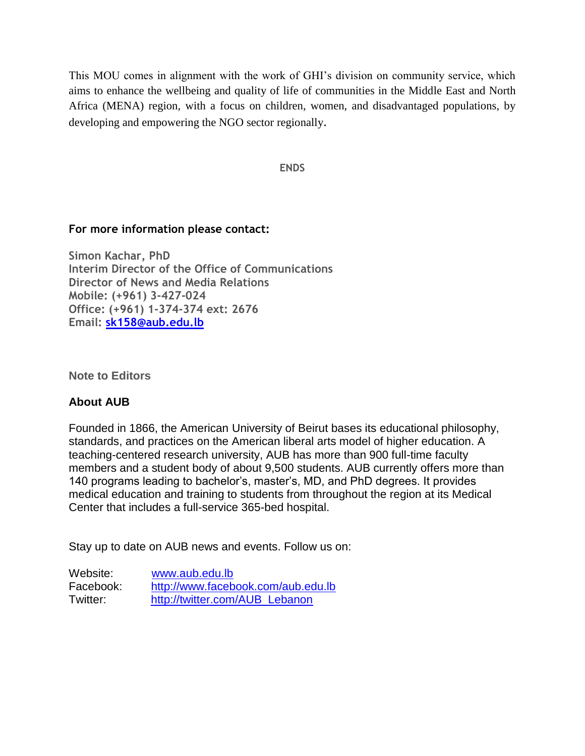This MOU comes in alignment with the work of GHI's division on community service, which aims to enhance the wellbeing and quality of life of communities in the Middle East and North Africa (MENA) region, with a focus on children, women, and disadvantaged populations, by developing and empowering the NGO sector regionally.

**ENDS**

**For more information please contact:**

**Simon Kachar, PhD**
**Interim Director of the Office of Communications**
**Director of News and Media Relations**
**Mobile: (+961) 3-427-024**
**Office: (+961) 1-374-374 ext: 2676**
**Email: sk158@aub.edu.lb**

**Note to Editors**

**About AUB**

Founded in 1866, the American University of Beirut bases its educational philosophy, standards, and practices on the American liberal arts model of higher education. A teaching-centered research university, AUB has more than 900 full-time faculty members and a student body of about 9,500 students. AUB currently offers more than 140 programs leading to bachelor's, master's, MD, and PhD degrees. It provides medical education and training to students from throughout the region at its Medical Center that includes a full-service 365-bed hospital.

Stay up to date on AUB news and events. Follow us on:

| | |
|---|---|
| Website: | www.aub.edu.lb |
| Facebook: | http://www.facebook.com/aub.edu.lb |
| Twitter: | http://twitter.com/AUB_Lebanon |